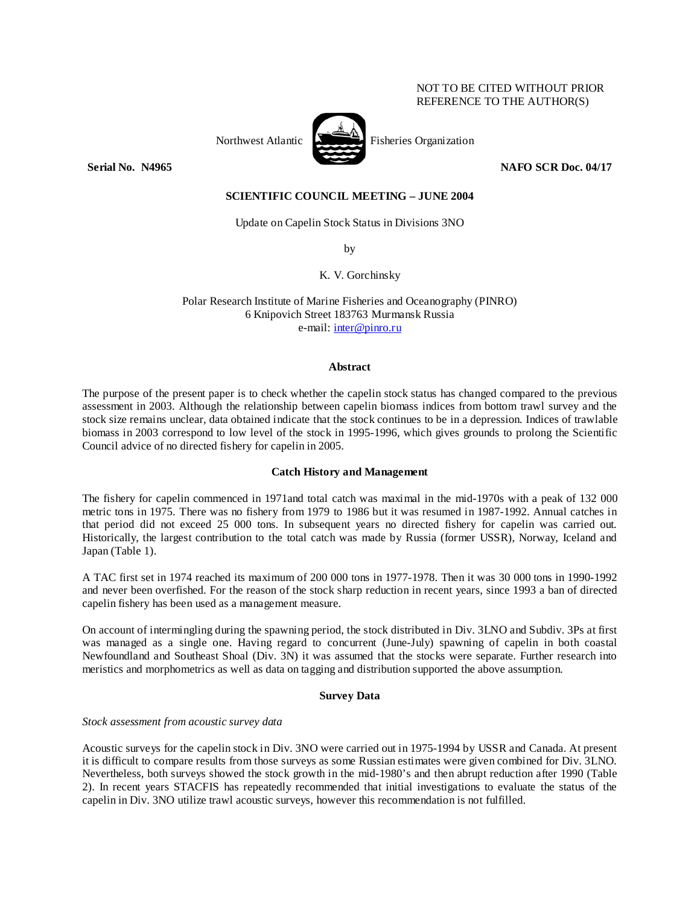NOT TO BE CITED WITHOUT PRIOR REFERENCE TO THE AUTHOR(S)

Northwest Atlantic Fisheries Organization

**Serial No. N4965** **NAFO SCR Doc. 04/17**

**SCIENTIFIC COUNCIL MEETING – JUNE 2004**

Update on Capelin Stock Status in Divisions 3NO

by

K. V. Gorchinsky

Polar Research Institute of Marine Fisheries and Oceanography (PINRO)
6 Knipovich Street 183763 Murmansk Russia
e-mail: inter@pinro.ru

## Abstract

The purpose of the present paper is to check whether the capelin stock status has changed compared to the previous assessment in 2003. Although the relationship between capelin biomass indices from bottom trawl survey and the stock size remains unclear, data obtained indicate that the stock continues to be in a depression. Indices of trawlable biomass in 2003 correspond to low level of the stock in 1995-1996, which gives grounds to prolong the Scientific Council advice of no directed fishery for capelin in 2005.

## Catch History and Management

The fishery for capelin commenced in 1971and total catch was maximal in the mid-1970s with a peak of 132 000 metric tons in 1975. There was no fishery from 1979 to 1986 but it was resumed in 1987-1992. Annual catches in that period did not exceed 25 000 tons. In subsequent years no directed fishery for capelin was carried out. Historically, the largest contribution to the total catch was made by Russia (former USSR), Norway, Iceland and Japan (Table 1).

A TAC first set in 1974 reached its maximum of 200 000 tons in 1977-1978. Then it was 30 000 tons in 1990-1992 and never been overfished. For the reason of the stock sharp reduction in recent years, since 1993 a ban of directed capelin fishery has been used as a management measure.

On account of intermingling during the spawning period, the stock distributed in Div. 3LNO and Subdiv. 3Ps at first was managed as a single one. Having regard to concurrent (June-July) spawning of capelin in both coastal Newfoundland and Southeast Shoal (Div. 3N) it was assumed that the stocks were separate. Further research into meristics and morphometrics as well as data on tagging and distribution supported the above assumption.

## Survey Data

*Stock assessment from acoustic survey data*

Acoustic surveys for the capelin stock in Div. 3NO were carried out in 1975-1994 by USSR and Canada. At present it is difficult to compare results from those surveys as some Russian estimates were given combined for Div. 3LNO. Nevertheless, both surveys showed the stock growth in the mid-1980's and then abrupt reduction after 1990 (Table 2). In recent years STACFIS has repeatedly recommended that initial investigations to evaluate the status of the capelin in Div. 3NO utilize trawl acoustic surveys, however this recommendation is not fulfilled.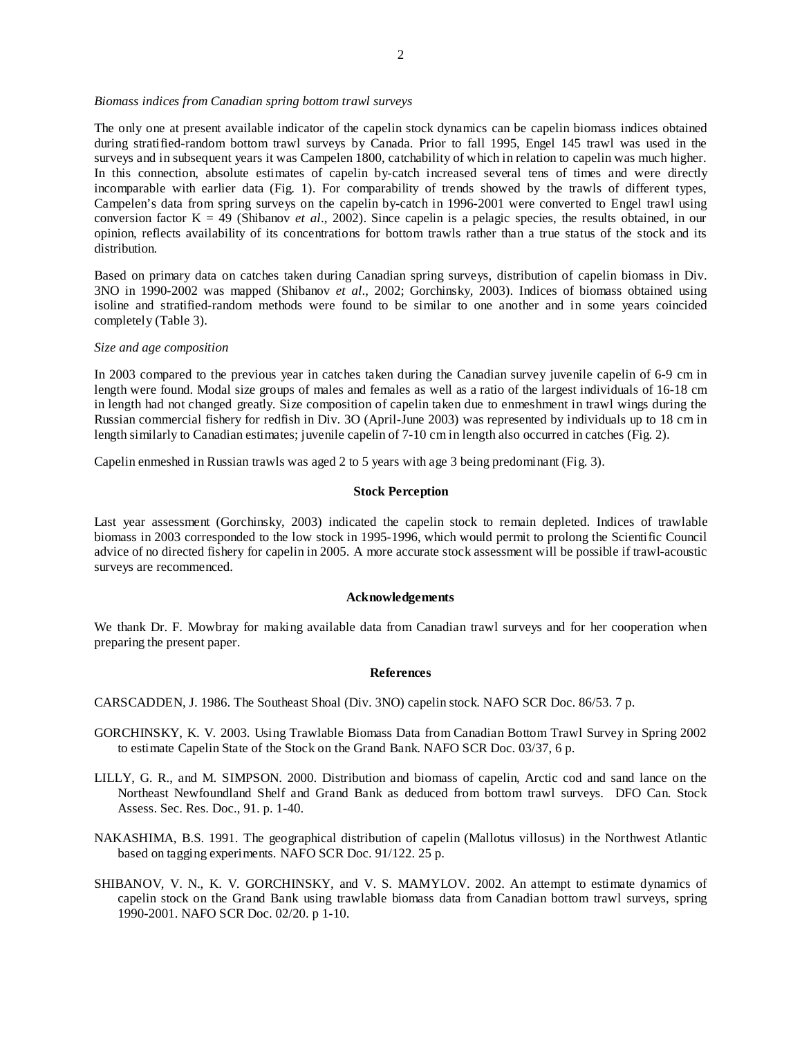*Biomass indices from Canadian spring bottom trawl surveys*

The only one at present available indicator of the capelin stock dynamics can be capelin biomass indices obtained during stratified-random bottom trawl surveys by Canada. Prior to fall 1995, Engel 145 trawl was used in the surveys and in subsequent years it was Campelen 1800, catchability of which in relation to capelin was much higher. In this connection, absolute estimates of capelin by-catch increased several tens of times and were directly incomparable with earlier data (Fig. 1). For comparability of trends showed by the trawls of different types, Campelen's data from spring surveys on the capelin by-catch in 1996-2001 were converted to Engel trawl using conversion factor K = 49 (Shibanov *et al*., 2002). Since capelin is a pelagic species, the results obtained, in our opinion, reflects availability of its concentrations for bottom trawls rather than a true status of the stock and its distribution.

Based on primary data on catches taken during Canadian spring surveys, distribution of capelin biomass in Div. 3NO in 1990-2002 was mapped (Shibanov *et al*., 2002; Gorchinsky, 2003). Indices of biomass obtained using isoline and stratified-random methods were found to be similar to one another and in some years coincided completely (Table 3).

*Size and age composition*

In 2003 compared to the previous year in catches taken during the Canadian survey juvenile capelin of 6-9 cm in length were found. Modal size groups of males and females as well as a ratio of the largest individuals of 16-18 cm in length had not changed greatly. Size composition of capelin taken due to enmeshment in trawl wings during the Russian commercial fishery for redfish in Div. 3O (April-June 2003) was represented by individuals up to 18 cm in length similarly to Canadian estimates; juvenile capelin of 7-10 cm in length also occurred in catches (Fig. 2).

Capelin enmeshed in Russian trawls was aged 2 to 5 years with age 3 being predominant (Fig. 3).

## Stock Perception

Last year assessment (Gorchinsky, 2003) indicated the capelin stock to remain depleted. Indices of trawlable biomass in 2003 corresponded to the low stock in 1995-1996, which would permit to prolong the Scientific Council advice of no directed fishery for capelin in 2005. A more accurate stock assessment will be possible if trawl-acoustic surveys are recommenced.

## Acknowledgements

We thank Dr. F. Mowbray for making available data from Canadian trawl surveys and for her cooperation when preparing the present paper.

## References

CARSCADDEN, J. 1986. The Southeast Shoal (Div. 3NO) capelin stock. NAFO SCR Doc. 86/53. 7 p.

GORCHINSKY, K. V. 2003. Using Trawlable Biomass Data from Canadian Bottom Trawl Survey in Spring 2002 to estimate Capelin State of the Stock on the Grand Bank. NAFO SCR Doc. 03/37, 6 p.

LILLY, G. R., and M. SIMPSON. 2000. Distribution and biomass of capelin, Arctic cod and sand lance on the Northeast Newfoundland Shelf and Grand Bank as deduced from bottom trawl surveys. DFO Can. Stock Assess. Sec. Res. Doc., 91. p. 1-40.

NAKASHIMA, B.S. 1991. The geographical distribution of capelin (Mallotus villosus) in the Northwest Atlantic based on tagging experiments. NAFO SCR Doc. 91/122. 25 p.

SHIBANOV, V. N., K. V. GORCHINSKY, and V. S. MAMYLOV. 2002. An attempt to estimate dynamics of capelin stock on the Grand Bank using trawlable biomass data from Canadian bottom trawl surveys, spring 1990-2001. NAFO SCR Doc. 02/20. p 1-10.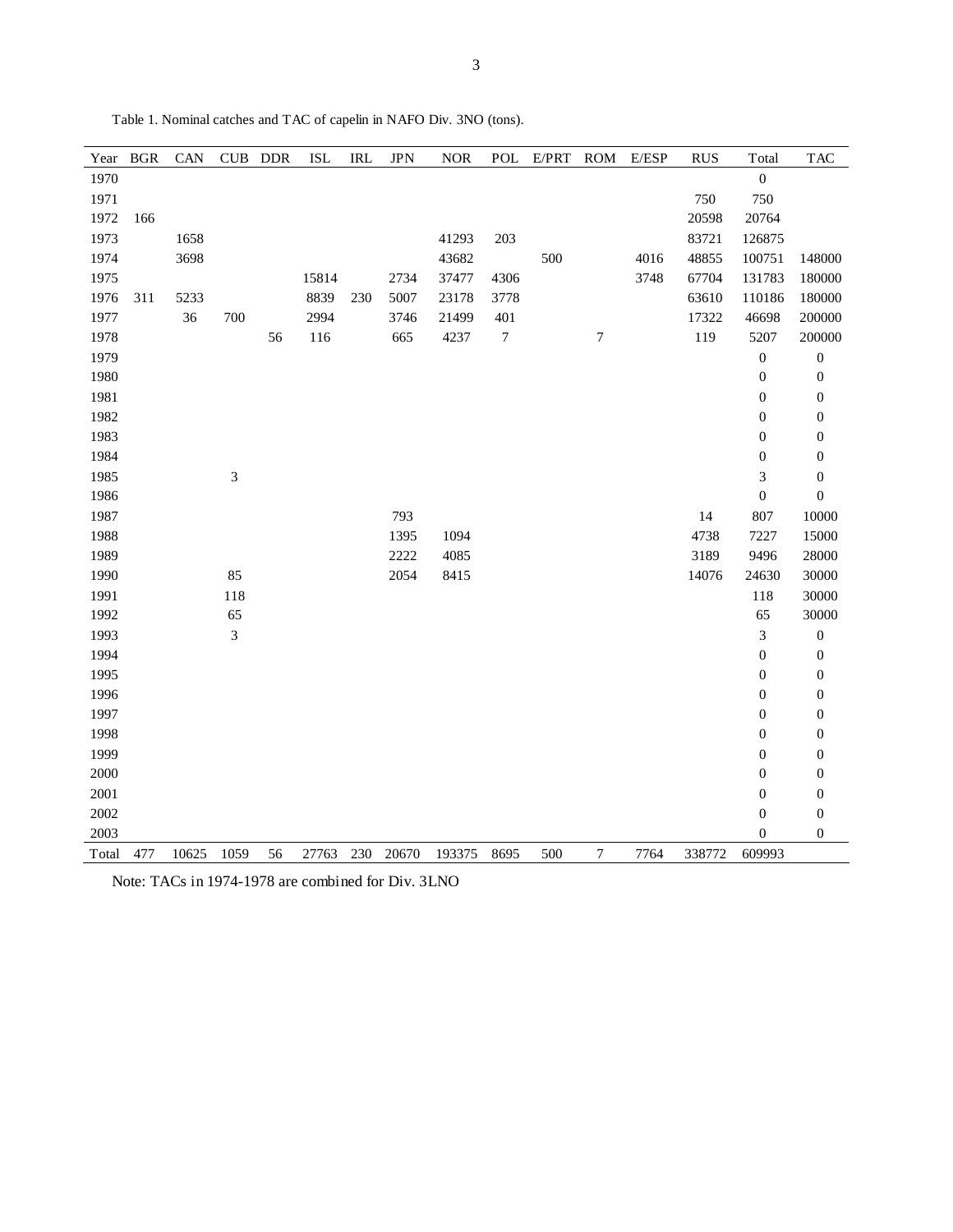Table 1. Nominal catches and TAC of capelin in NAFO Div. 3NO (tons).

| Year | BGR | CAN | CUB | DDR | ISL | IRL | JPN | NOR | POL | E/PRT | ROM | E/ESP | RUS | Total | TAC |
|---|---|---|---|---|---|---|---|---|---|---|---|---|---|---|---|
| 1970 | | | | | | | | | | | | | | 0 | |
| 1971 | | | | | | | | | | | | | 750 | 750 | |
| 1972 | 166 | | | | | | | | | | | | 20598 | 20764 | |
| 1973 | | 1658 | | | | | | 41293 | 203 | | | | 83721 | 126875 | |
| 1974 | | 3698 | | | | | | 43682 | | 500 | | 4016 | 48855 | 100751 | 148000 |
| 1975 | | | | | 15814 | | 2734 | 37477 | 4306 | | | 3748 | 67704 | 131783 | 180000 |
| 1976 | 311 | 5233 | | | 8839 | 230 | 5007 | 23178 | 3778 | | | | 63610 | 110186 | 180000 |
| 1977 | | 36 | 700 | | 2994 | | 3746 | 21499 | 401 | | | | 17322 | 46698 | 200000 |
| 1978 | | | | 56 | 116 | | 665 | 4237 | 7 | | 7 | | 119 | 5207 | 200000 |
| 1979 | | | | | | | | | | | | | | 0 | 0 |
| 1980 | | | | | | | | | | | | | | 0 | 0 |
| 1981 | | | | | | | | | | | | | | 0 | 0 |
| 1982 | | | | | | | | | | | | | | 0 | 0 |
| 1983 | | | | | | | | | | | | | | 0 | 0 |
| 1984 | | | | | | | | | | | | | | 0 | 0 |
| 1985 | | | 3 | | | | | | | | | | | 3 | 0 |
| 1986 | | | | | | | | | | | | | | 0 | 0 |
| 1987 | | | | | | | 793 | | | | | | 14 | 807 | 10000 |
| 1988 | | | | | | | 1395 | 1094 | | | | | 4738 | 7227 | 15000 |
| 1989 | | | | | | | 2222 | 4085 | | | | | 3189 | 9496 | 28000 |
| 1990 | | | 85 | | | | 2054 | 8415 | | | | | 14076 | 24630 | 30000 |
| 1991 | | | 118 | | | | | | | | | | | 118 | 30000 |
| 1992 | | | 65 | | | | | | | | | | | 65 | 30000 |
| 1993 | | | 3 | | | | | | | | | | | 3 | 0 |
| 1994 | | | | | | | | | | | | | | 0 | 0 |
| 1995 | | | | | | | | | | | | | | 0 | 0 |
| 1996 | | | | | | | | | | | | | | 0 | 0 |
| 1997 | | | | | | | | | | | | | | 0 | 0 |
| 1998 | | | | | | | | | | | | | | 0 | 0 |
| 1999 | | | | | | | | | | | | | | 0 | 0 |
| 2000 | | | | | | | | | | | | | | 0 | 0 |
| 2001 | | | | | | | | | | | | | | 0 | 0 |
| 2002 | | | | | | | | | | | | | | 0 | 0 |
| 2003 | | | | | | | | | | | | | | 0 | 0 |
| Total | 477 | 10625 | 1059 | 56 | 27763 | 230 | 20670 | 193375 | 8695 | 500 | 7 | 7764 | 338772 | 609993 | |

Note: TACs in 1974-1978 are combined for Div. 3LNO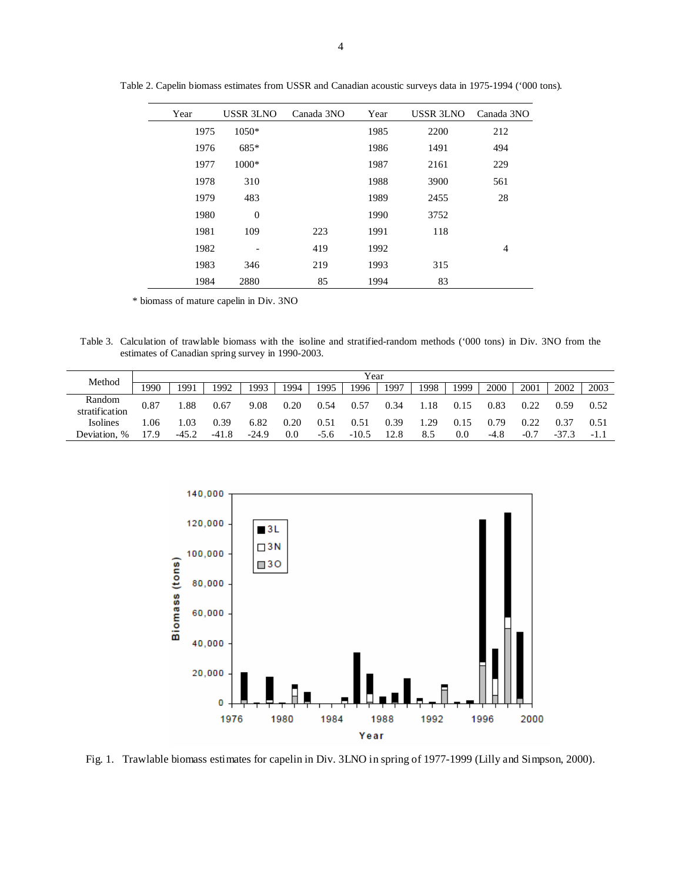Table 2. Capelin biomass estimates from USSR and Canadian acoustic surveys data in 1975-1994 ('000 tons).

| Year | USSR 3LNO | Canada 3NO | Year | USSR 3LNO | Canada 3NO |
|---|---|---|---|---|---|
| 1975 | 1050* | | 1985 | 2200 | 212 |
| 1976 | 685* | | 1986 | 1491 | 494 |
| 1977 | 1000* | | 1987 | 2161 | 229 |
| 1978 | 310 | | 1988 | 3900 | 561 |
| 1979 | 483 | | 1989 | 2455 | 28 |
| 1980 | 0 | | 1990 | 3752 | |
| 1981 | 109 | 223 | 1991 | 118 | |
| 1982 | - | 419 | 1992 | | 4 |
| 1983 | 346 | 219 | 1993 | 315 | |
| 1984 | 2880 | 85 | 1994 | 83 | |

* biomass of mature capelin in Div. 3NO

Table 3. Calculation of trawlable biomass with the isoline and stratified-random methods ('000 tons) in Div. 3NO from the estimates of Canadian spring survey in 1990-2003.

| Method | Year | | | | | | | | | | | | | |
|---|---|---|---|---|---|---|---|---|---|---|---|---|---|---|
| | 1990 | 1991 | 1992 | 1993 | 1994 | 1995 | 1996 | 1997 | 1998 | 1999 | 2000 | 2001 | 2002 | 2003 |
| Random stratification | 0.87 | 1.88 | 0.67 | 9.08 | 0.20 | 0.54 | 0.57 | 0.34 | 1.18 | 0.15 | 0.83 | 0.22 | 0.59 | 0.52 |
| Isolines | 1.06 | 1.03 | 0.39 | 6.82 | 0.20 | 0.51 | 0.51 | 0.39 | 1.29 | 0.15 | 0.79 | 0.22 | 0.37 | 0.51 |
| Deviation, % | 17.9 | -45.2 | -41.8 | -24.9 | 0.0 | -5.6 | -10.5 | 12.8 | 8.5 | 0.0 | -4.8 | -0.7 | -37.3 | -1.1 |

Fig. 1. Trawlable biomass estimates for capelin in Div. 3LNO in spring of 1977-1999 (Lilly and Simpson, 2000).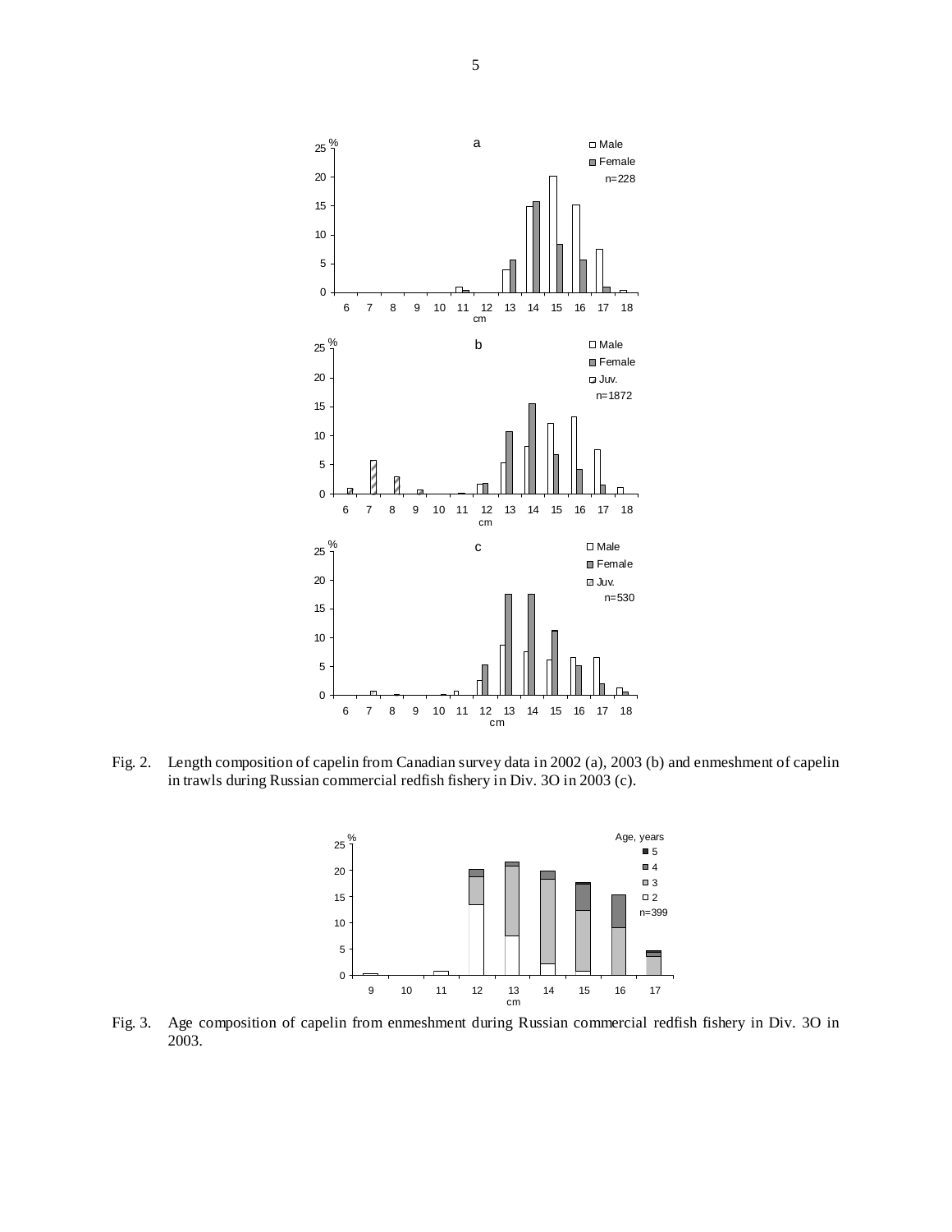a

% 

25
20
15
10
5
0

6 7 8 9 10 11 12 13 14 15 16 17 18

cm

Male
Female
n=228

b

%

25
20
15
10
5
0

6 7 8 9 10 11 12 13 14 15 16 17 18

cm

Male
Female
Juv.
n=1872

c

%

25
20
15
10
5
0

6 7 8 9 10 11 12 13 14 15 16 17 18

cm

Male
Female
Juv.
n=530

Fig. 2. Length composition of capelin from Canadian survey data in 2002 (a), 2003 (b) and enmeshment of capelin in trawls during Russian commercial redfish fishery in Div. 3O in 2003 (c).

%

25
20
15
10
5
0

9 10 11 12 13 14 15 16 17

cm

Age, years
5
4
3
2
n=399

Fig. 3. Age composition of capelin from enmeshment during Russian commercial redfish fishery in Div. 3O in 2003.